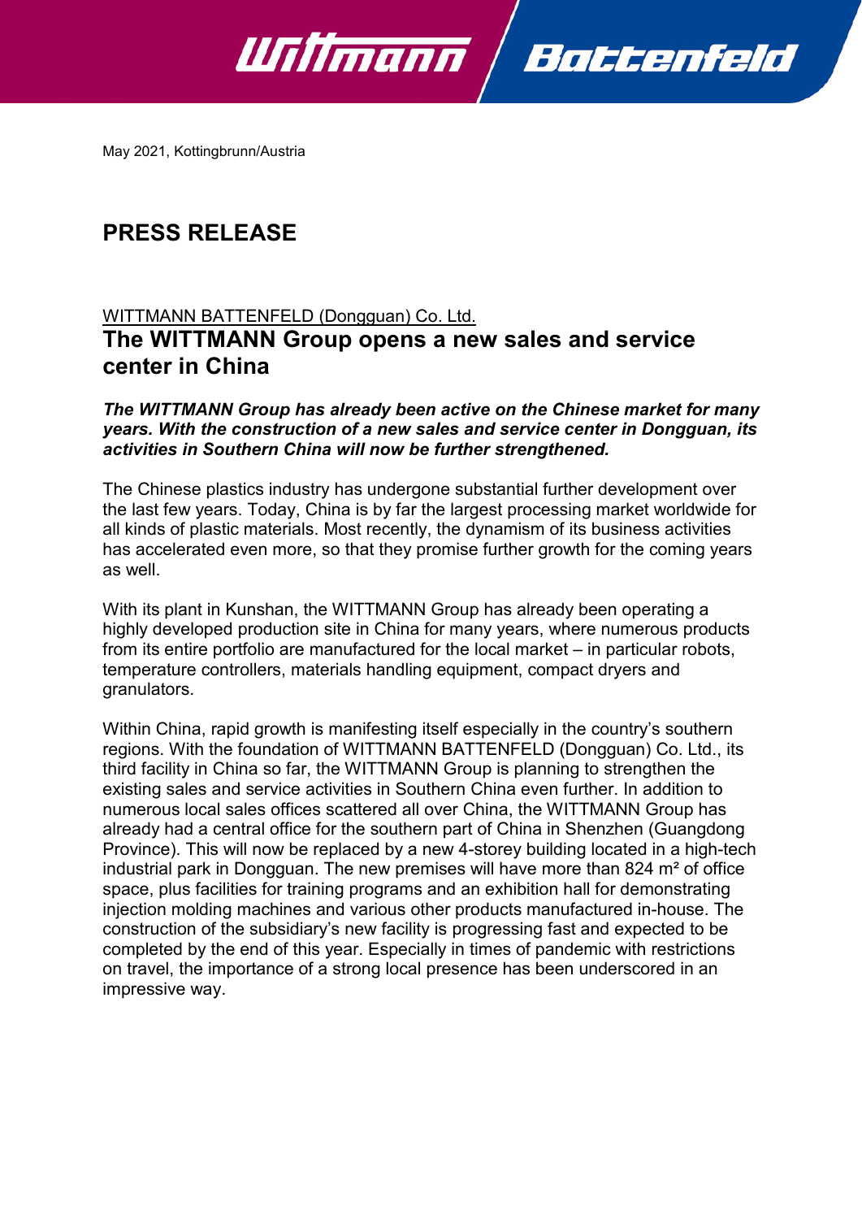May 2021, Kottingbrunn/Austria

# PRESS RELEASE

WITTMANN BATTENFELD (Dongguan) Co. Ltd.

## The WITTMANN Group opens a new sales and service center in China

***The WITTMANN Group has already been active on the Chinese market for many years. With the construction of a new sales and service center in Dongguan, its activities in Southern China will now be further strengthened.***

The Chinese plastics industry has undergone substantial further development over the last few years. Today, China is by far the largest processing market worldwide for all kinds of plastic materials. Most recently, the dynamism of its business activities has accelerated even more, so that they promise further growth for the coming years as well.

With its plant in Kunshan, the WITTMANN Group has already been operating a highly developed production site in China for many years, where numerous products from its entire portfolio are manufactured for the local market – in particular robots, temperature controllers, materials handling equipment, compact dryers and granulators.

Within China, rapid growth is manifesting itself especially in the country's southern regions. With the foundation of WITTMANN BATTENFELD (Dongguan) Co. Ltd., its third facility in China so far, the WITTMANN Group is planning to strengthen the existing sales and service activities in Southern China even further. In addition to numerous local sales offices scattered all over China, the WITTMANN Group has already had a central office for the southern part of China in Shenzhen (Guangdong Province). This will now be replaced by a new 4-storey building located in a high-tech industrial park in Dongguan. The new premises will have more than 824 m² of office space, plus facilities for training programs and an exhibition hall for demonstrating injection molding machines and various other products manufactured in-house. The construction of the subsidiary's new facility is progressing fast and expected to be completed by the end of this year. Especially in times of pandemic with restrictions on travel, the importance of a strong local presence has been underscored in an impressive way.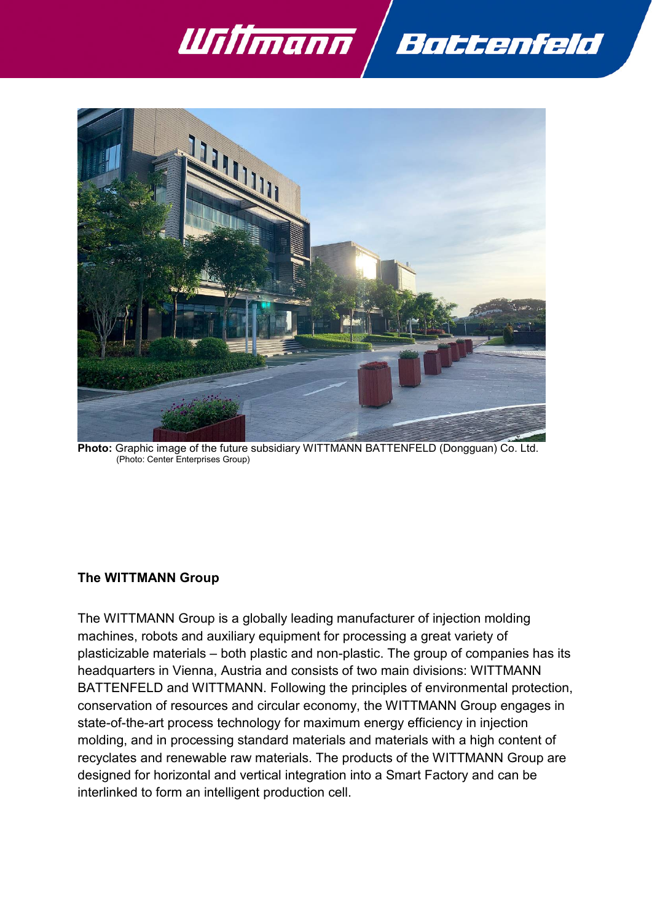**Photo:** Graphic image of the future subsidiary WITTMANN BATTENFELD (Dongguan) Co. Ltd.
(Photo: Center Enterprises Group)

## The WITTMANN Group

The WITTMANN Group is a globally leading manufacturer of injection molding machines, robots and auxiliary equipment for processing a great variety of plasticizable materials – both plastic and non-plastic. The group of companies has its headquarters in Vienna, Austria and consists of two main divisions: WITTMANN BATTENFELD and WITTMANN. Following the principles of environmental protection, conservation of resources and circular economy, the WITTMANN Group engages in state-of-the-art process technology for maximum energy efficiency in injection molding, and in processing standard materials and materials with a high content of recyclates and renewable raw materials. The products of the WITTMANN Group are designed for horizontal and vertical integration into a Smart Factory and can be interlinked to form an intelligent production cell.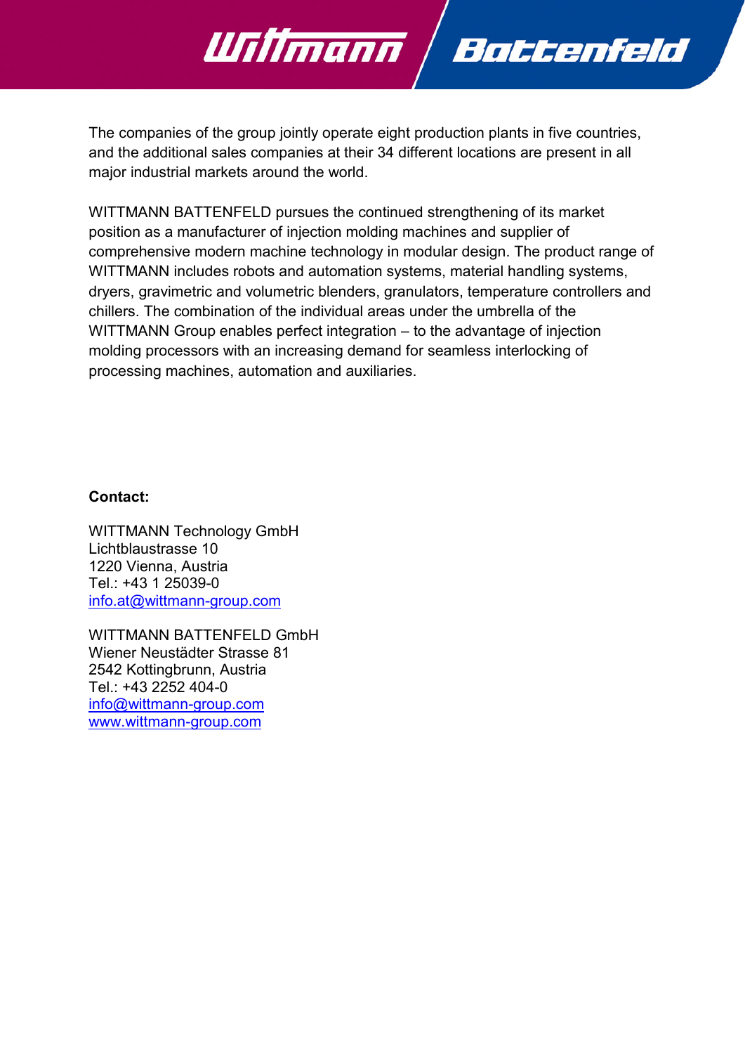The companies of the group jointly operate eight production plants in five countries, and the additional sales companies at their 34 different locations are present in all major industrial markets around the world.

WITTMANN BATTENFELD pursues the continued strengthening of its market position as a manufacturer of injection molding machines and supplier of comprehensive modern machine technology in modular design. The product range of WITTMANN includes robots and automation systems, material handling systems, dryers, gravimetric and volumetric blenders, granulators, temperature controllers and chillers. The combination of the individual areas under the umbrella of the WITTMANN Group enables perfect integration – to the advantage of injection molding processors with an increasing demand for seamless interlocking of processing machines, automation and auxiliaries.

**Contact:**

WITTMANN Technology GmbH
Lichtblaustrasse 10
1220 Vienna, Austria
Tel.: +43 1 25039-0
info.at@wittmann-group.com

WITTMANN BATTENFELD GmbH
Wiener Neustädter Strasse 81
2542 Kottingbrunn, Austria
Tel.: +43 2252 404-0
info@wittmann-group.com
www.wittmann-group.com